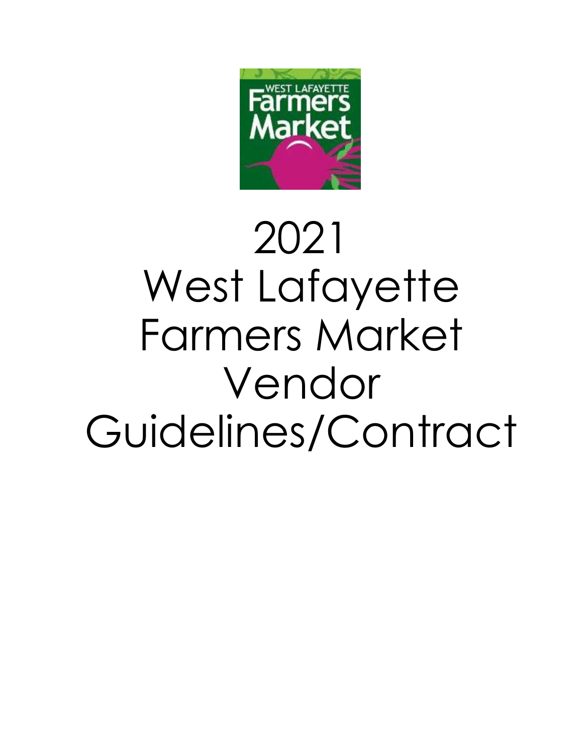# 2021 West Lafayette Farmers Market Vendor Guidelines/Contract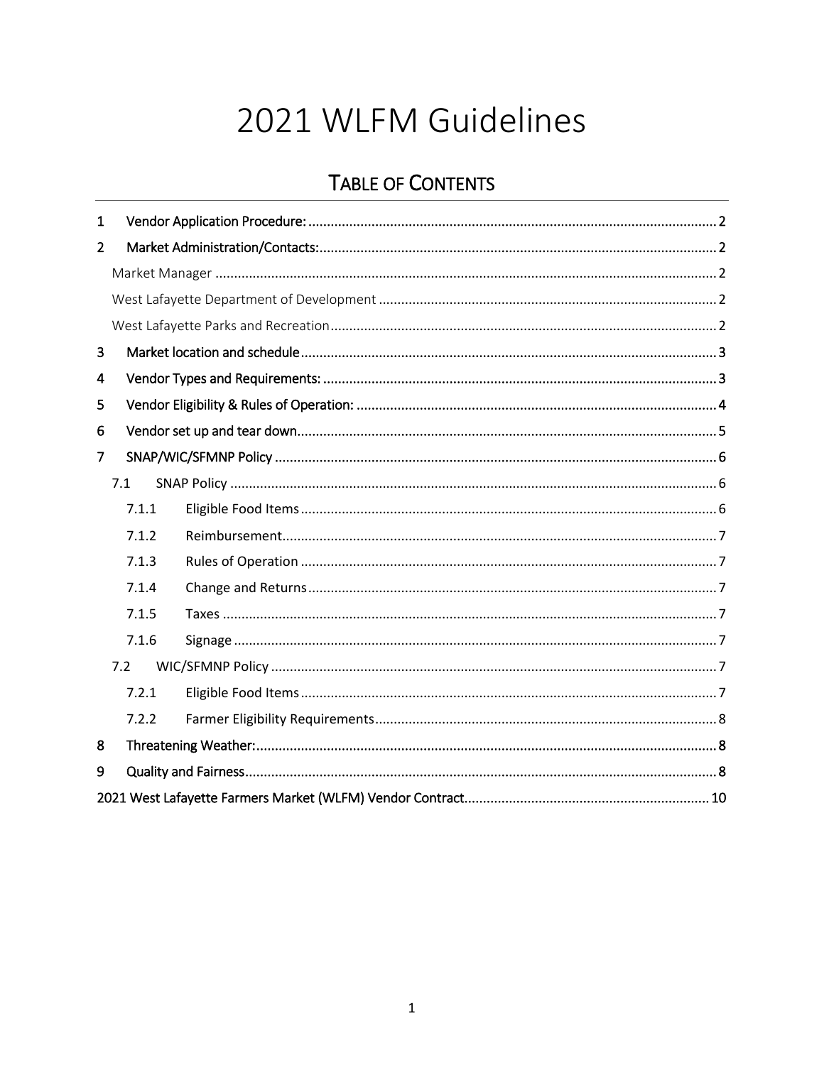# 2021 WLFM Guidelines

## Table of Contents

1 Vendor Application Procedure: ........ 2
2 Market Administration/Contacts: ........ 2
 Market Manager ........ 2
 West Lafayette Department of Development ........ 2
 West Lafayette Parks and Recreation ........ 2
3 Market location and schedule ........ 3
4 Vendor Types and Requirements: ........ 3
5 Vendor Eligibility & Rules of Operation: ........ 4
6 Vendor set up and tear down ........ 5
7 SNAP/WIC/SFMNP Policy ........ 6
 7.1 SNAP Policy ........ 6
  7.1.1 Eligible Food Items ........ 6
  7.1.2 Reimbursement ........ 7
  7.1.3 Rules of Operation ........ 7
  7.1.4 Change and Returns ........ 7
  7.1.5 Taxes ........ 7
  7.1.6 Signage ........ 7
 7.2 WIC/SFMNP Policy ........ 7
  7.2.1 Eligible Food Items ........ 7
  7.2.2 Farmer Eligibility Requirements ........ 8
8 Threatening Weather: ........ 8
9 Quality and Fairness ........ 8
2021 West Lafayette Farmers Market (WLFM) Vendor Contract ........ 10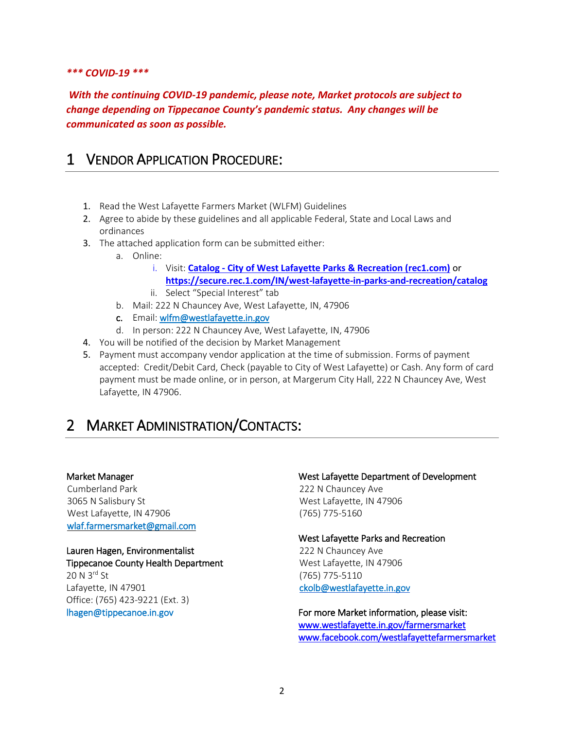***\*\*\* COVID-19 \*\*\****

***With the continuing COVID-19 pandemic, please note, Market protocols are subject to change depending on Tippecanoe County's pandemic status. Any changes will be communicated as soon as possible.***

# 1 Vendor Application Procedure:

1. Read the West Lafayette Farmers Market (WLFM) Guidelines
2. Agree to abide by these guidelines and all applicable Federal, State and Local Laws and ordinances
3. The attached application form can be submitted either:
   a. Online:
      i. Visit: **Catalog - City of West Lafayette Parks & Recreation (rec1.com)** or **https://secure.rec.1.com/IN/west-lafayette-in-parks-and-recreation/catalog**
      ii. Select "Special Interest" tab
   b. Mail: 222 N Chauncey Ave, West Lafayette, IN, 47906
   c. Email: wlfm@westlafayette.in.gov
   d. In person: 222 N Chauncey Ave, West Lafayette, IN, 47906
4. You will be notified of the decision by Market Management
5. Payment must accompany vendor application at the time of submission. Forms of payment accepted: Credit/Debit Card, Check (payable to City of West Lafayette) or Cash. Any form of card payment must be made online, or in person, at Margerum City Hall, 222 N Chauncey Ave, West Lafayette, IN 47906.

# 2 Market Administration/Contacts:

Market Manager
Cumberland Park
3065 N Salisbury St
West Lafayette, IN 47906
wlaf.farmersmarket@gmail.com

Lauren Hagen, Environmentalist
Tippecanoe County Health Department
20 N 3rd St
Lafayette, IN 47901
Office: (765) 423-9221 (Ext. 3)
lhagen@tippecanoe.in.gov

West Lafayette Department of Development
222 N Chauncey Ave
West Lafayette, IN 47906
(765) 775-5160

West Lafayette Parks and Recreation
222 N Chauncey Ave
West Lafayette, IN 47906
(765) 775-5110
ckolb@westlafayette.in.gov

For more Market information, please visit:
www.westlafayette.in.gov/farmersmarket
www.facebook.com/westlafayettefarmersmarket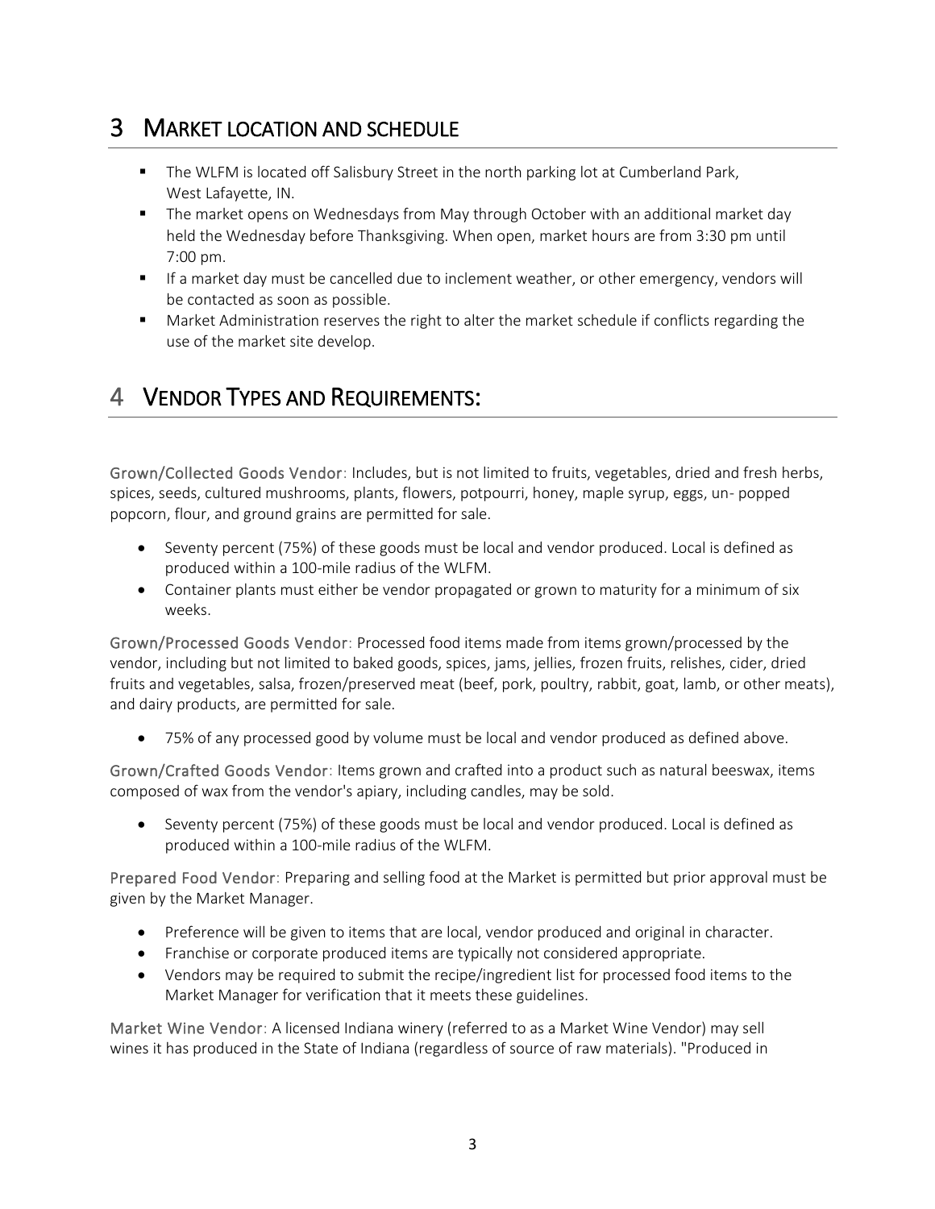# 3 MARKET LOCATION AND SCHEDULE

- The WLFM is located off Salisbury Street in the north parking lot at Cumberland Park, West Lafayette, IN.
- The market opens on Wednesdays from May through October with an additional market day held the Wednesday before Thanksgiving. When open, market hours are from 3:30 pm until 7:00 pm.
- If a market day must be cancelled due to inclement weather, or other emergency, vendors will be contacted as soon as possible.
- Market Administration reserves the right to alter the market schedule if conflicts regarding the use of the market site develop.

# 4 VENDOR TYPES AND REQUIREMENTS:

Grown/Collected Goods Vendor: Includes, but is not limited to fruits, vegetables, dried and fresh herbs, spices, seeds, cultured mushrooms, plants, flowers, potpourri, honey, maple syrup, eggs, un- popped popcorn, flour, and ground grains are permitted for sale.

- Seventy percent (75%) of these goods must be local and vendor produced. Local is defined as produced within a 100-mile radius of the WLFM.
- Container plants must either be vendor propagated or grown to maturity for a minimum of six weeks.

Grown/Processed Goods Vendor: Processed food items made from items grown/processed by the vendor, including but not limited to baked goods, spices, jams, jellies, frozen fruits, relishes, cider, dried fruits and vegetables, salsa, frozen/preserved meat (beef, pork, poultry, rabbit, goat, lamb, or other meats), and dairy products, are permitted for sale.

- 75% of any processed good by volume must be local and vendor produced as defined above.

Grown/Crafted Goods Vendor: Items grown and crafted into a product such as natural beeswax, items composed of wax from the vendor's apiary, including candles, may be sold.

- Seventy percent (75%) of these goods must be local and vendor produced. Local is defined as produced within a 100-mile radius of the WLFM.

Prepared Food Vendor: Preparing and selling food at the Market is permitted but prior approval must be given by the Market Manager.

- Preference will be given to items that are local, vendor produced and original in character.
- Franchise or corporate produced items are typically not considered appropriate.
- Vendors may be required to submit the recipe/ingredient list for processed food items to the Market Manager for verification that it meets these guidelines.

Market Wine Vendor: A licensed Indiana winery (referred to as a Market Wine Vendor) may sell wines it has produced in the State of Indiana (regardless of source of raw materials). "Produced in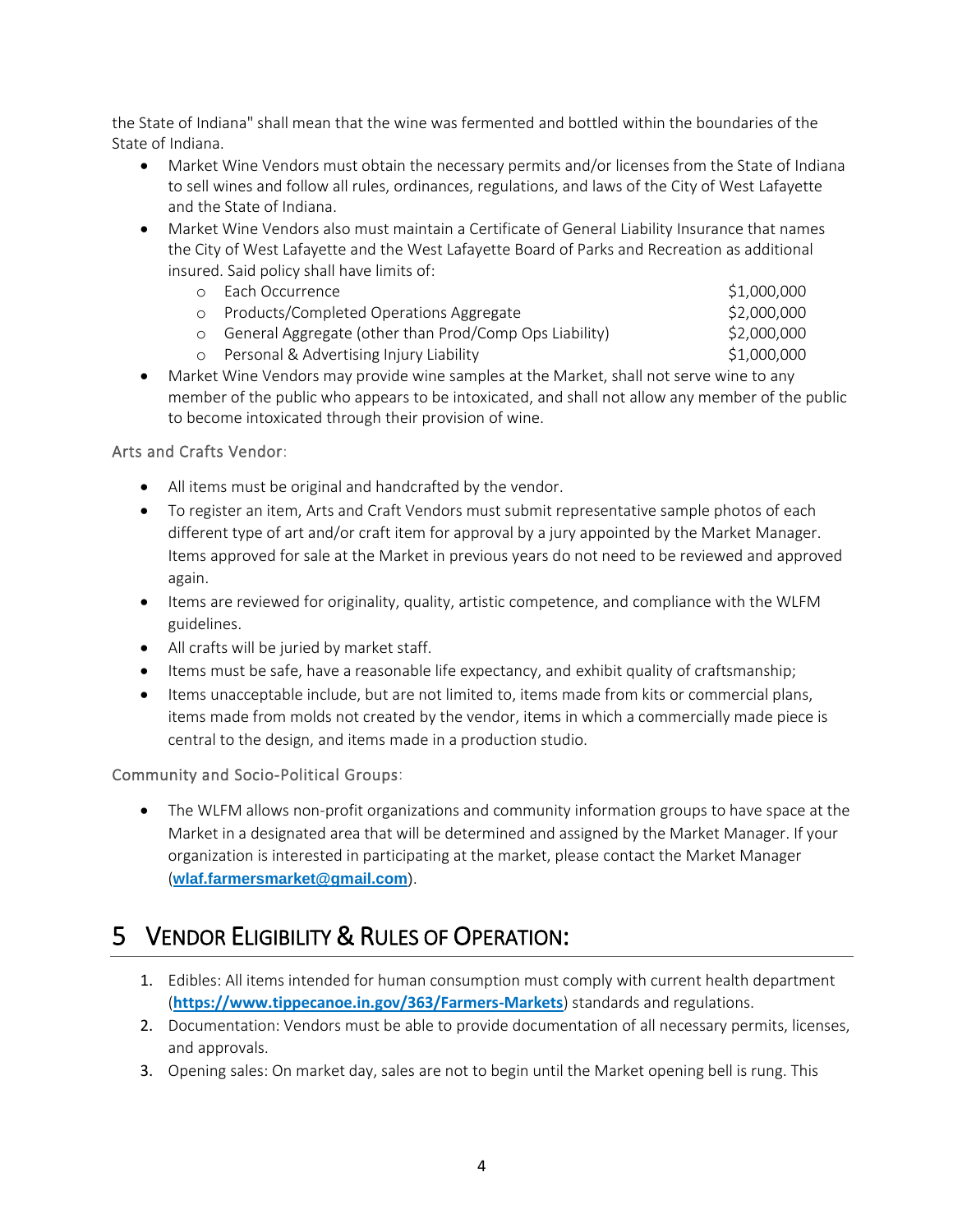the State of Indiana" shall mean that the wine was fermented and bottled within the boundaries of the State of Indiana.

- Market Wine Vendors must obtain the necessary permits and/or licenses from the State of Indiana to sell wines and follow all rules, ordinances, regulations, and laws of the City of West Lafayette and the State of Indiana.
- Market Wine Vendors also must maintain a Certificate of General Liability Insurance that names the City of West Lafayette and the West Lafayette Board of Parks and Recreation as additional insured. Said policy shall have limits of:
  - Each Occurrence $1,000,000
  - Products/Completed Operations Aggregate $2,000,000
  - General Aggregate (other than Prod/Comp Ops Liability) $2,000,000
  - Personal & Advertising Injury Liability $1,000,000
- Market Wine Vendors may provide wine samples at the Market, shall not serve wine to any member of the public who appears to be intoxicated, and shall not allow any member of the public to become intoxicated through their provision of wine.

Arts and Crafts Vendor:

- All items must be original and handcrafted by the vendor.
- To register an item, Arts and Craft Vendors must submit representative sample photos of each different type of art and/or craft item for approval by a jury appointed by the Market Manager. Items approved for sale at the Market in previous years do not need to be reviewed and approved again.
- Items are reviewed for originality, quality, artistic competence, and compliance with the WLFM guidelines.
- All crafts will be juried by market staff.
- Items must be safe, have a reasonable life expectancy, and exhibit quality of craftsmanship;
- Items unacceptable include, but are not limited to, items made from kits or commercial plans, items made from molds not created by the vendor, items in which a commercially made piece is central to the design, and items made in a production studio.

Community and Socio-Political Groups:

- The WLFM allows non-profit organizations and community information groups to have space at the Market in a designated area that will be determined and assigned by the Market Manager. If your organization is interested in participating at the market, please contact the Market Manager (**wlaf.farmersmarket@gmail.com**).

# 5 Vendor Eligibility & Rules of Operation:

1. Edibles: All items intended for human consumption must comply with current health department (**https://www.tippecanoe.in.gov/363/Farmers-Markets**) standards and regulations.
2. Documentation: Vendors must be able to provide documentation of all necessary permits, licenses, and approvals.
3. Opening sales: On market day, sales are not to begin until the Market opening bell is rung. This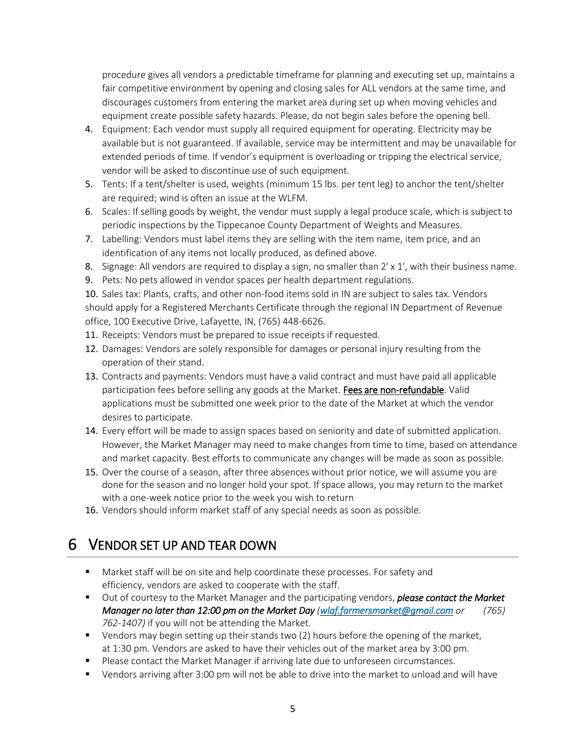procedure gives all vendors a predictable timeframe for planning and executing set up, maintains a fair competitive environment by opening and closing sales for ALL vendors at the same time, and discourages customers from entering the market area during set up when moving vehicles and equipment create possible safety hazards. Please, do not begin sales before the opening bell.

4. Equipment: Each vendor must supply all required equipment for operating. Electricity may be available but is not guaranteed. If available, service may be intermittent and may be unavailable for extended periods of time. If vendor's equipment is overloading or tripping the electrical service, vendor will be asked to discontinue use of such equipment.
5. Tents: If a tent/shelter is used, weights (minimum 15 lbs. per tent leg) to anchor the tent/shelter are required; wind is often an issue at the WLFM.
6. Scales: If selling goods by weight, the vendor must supply a legal produce scale, which is subject to periodic inspections by the Tippecanoe County Department of Weights and Measures.
7. Labelling: Vendors must label items they are selling with the item name, item price, and an identification of any items not locally produced, as defined above.
8. Signage: All vendors are required to display a sign, no smaller than 2' x 1', with their business name.
9. Pets: No pets allowed in vendor spaces per health department regulations.
10. Sales tax: Plants, crafts, and other non-food items sold in IN are subject to sales tax. Vendors should apply for a Registered Merchants Certificate through the regional IN Department of Revenue office, 100 Executive Drive, Lafayette, IN, (765) 448-6626.
11. Receipts: Vendors must be prepared to issue receipts if requested.
12. Damages: Vendors are solely responsible for damages or personal injury resulting from the operation of their stand.
13. Contracts and payments: Vendors must have a valid contract and must have paid all applicable participation fees before selling any goods at the Market. <u>Fees are non-refundable</u>. Valid applications must be submitted one week prior to the date of the Market at which the vendor desires to participate.
14. Every effort will be made to assign spaces based on seniority and date of submitted application. However, the Market Manager may need to make changes from time to time, based on attendance and market capacity. Best efforts to communicate any changes will be made as soon as possible.
15. Over the course of a season, after three absences without prior notice, we will assume you are done for the season and no longer hold your spot. If space allows, you may return to the market with a one-week notice prior to the week you wish to return
16. Vendors should inform market staff of any special needs as soon as possible.

# 6 VENDOR SET UP AND TEAR DOWN

- Market staff will be on site and help coordinate these processes. For safety and efficiency, vendors are asked to cooperate with the staff.
- Out of courtesy to the Market Manager and the participating vendors, ***please contact the Market Manager no later than 12:00 pm on the Market Day*** *(wlaf.farmersmarket@gmail.com or (765) 762-1407)* if you will not be attending the Market.
- Vendors may begin setting up their stands two (2) hours before the opening of the market, at 1:30 pm. Vendors are asked to have their vehicles out of the market area by 3:00 pm.
- Please contact the Market Manager if arriving late due to unforeseen circumstances.
- Vendors arriving after 3:00 pm will not be able to drive into the market to unload and will have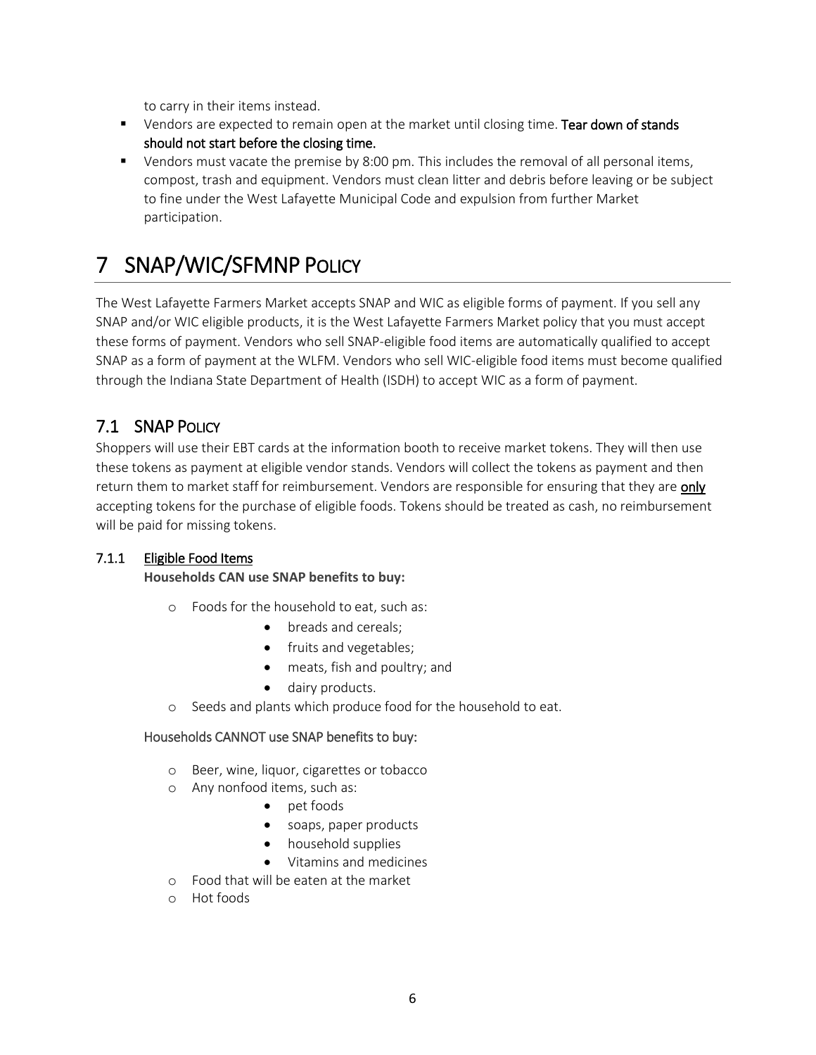to carry in their items instead.

- Vendors are expected to remain open at the market until closing time. **Tear down of stands should not start before the closing time.**
- Vendors must vacate the premise by 8:00 pm. This includes the removal of all personal items, compost, trash and equipment. Vendors must clean litter and debris before leaving or be subject to fine under the West Lafayette Municipal Code and expulsion from further Market participation.

# 7 SNAP/WIC/SFMNP Policy

The West Lafayette Farmers Market accepts SNAP and WIC as eligible forms of payment. If you sell any SNAP and/or WIC eligible products, it is the West Lafayette Farmers Market policy that you must accept these forms of payment. Vendors who sell SNAP-eligible food items are automatically qualified to accept SNAP as a form of payment at the WLFM. Vendors who sell WIC-eligible food items must become qualified through the Indiana State Department of Health (ISDH) to accept WIC as a form of payment.

## 7.1 SNAP Policy

Shoppers will use their EBT cards at the information booth to receive market tokens. They will then use these tokens as payment at eligible vendor stands. Vendors will collect the tokens as payment and then return them to market staff for reimbursement. Vendors are responsible for ensuring that they are **only** accepting tokens for the purchase of eligible foods. Tokens should be treated as cash, no reimbursement will be paid for missing tokens.

### 7.1.1 Eligible Food Items

**Households CAN use SNAP benefits to buy:**

- Foods for the household to eat, such as:
  - breads and cereals;
  - fruits and vegetables;
  - meats, fish and poultry; and
  - dairy products.
- Seeds and plants which produce food for the household to eat.

Households CANNOT use SNAP benefits to buy:

- Beer, wine, liquor, cigarettes or tobacco
- Any nonfood items, such as:
  - pet foods
  - soaps, paper products
  - household supplies
  - Vitamins and medicines
- Food that will be eaten at the market
- Hot foods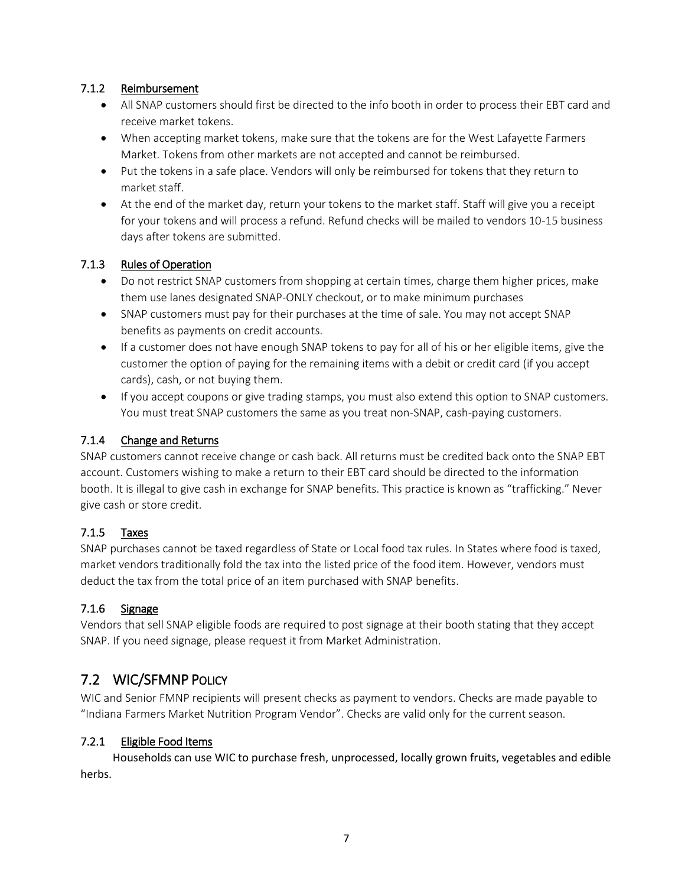### 7.1.2 Reimbursement

- All SNAP customers should first be directed to the info booth in order to process their EBT card and receive market tokens.
- When accepting market tokens, make sure that the tokens are for the West Lafayette Farmers Market. Tokens from other markets are not accepted and cannot be reimbursed.
- Put the tokens in a safe place. Vendors will only be reimbursed for tokens that they return to market staff.
- At the end of the market day, return your tokens to the market staff. Staff will give you a receipt for your tokens and will process a refund. Refund checks will be mailed to vendors 10-15 business days after tokens are submitted.

### 7.1.3 Rules of Operation

- Do not restrict SNAP customers from shopping at certain times, charge them higher prices, make them use lanes designated SNAP-ONLY checkout, or to make minimum purchases
- SNAP customers must pay for their purchases at the time of sale. You may not accept SNAP benefits as payments on credit accounts.
- If a customer does not have enough SNAP tokens to pay for all of his or her eligible items, give the customer the option of paying for the remaining items with a debit or credit card (if you accept cards), cash, or not buying them.
- If you accept coupons or give trading stamps, you must also extend this option to SNAP customers. You must treat SNAP customers the same as you treat non-SNAP, cash-paying customers.

### 7.1.4 Change and Returns

SNAP customers cannot receive change or cash back. All returns must be credited back onto the SNAP EBT account. Customers wishing to make a return to their EBT card should be directed to the information booth. It is illegal to give cash in exchange for SNAP benefits. This practice is known as "trafficking." Never give cash or store credit.

### 7.1.5 Taxes

SNAP purchases cannot be taxed regardless of State or Local food tax rules. In States where food is taxed, market vendors traditionally fold the tax into the listed price of the food item. However, vendors must deduct the tax from the total price of an item purchased with SNAP benefits.

### 7.1.6 Signage

Vendors that sell SNAP eligible foods are required to post signage at their booth stating that they accept SNAP. If you need signage, please request it from Market Administration.

## 7.2 WIC/SFMNP Policy

WIC and Senior FMNP recipients will present checks as payment to vendors. Checks are made payable to "Indiana Farmers Market Nutrition Program Vendor". Checks are valid only for the current season.

### 7.2.1 Eligible Food Items

Households can use WIC to purchase fresh, unprocessed, locally grown fruits, vegetables and edible herbs.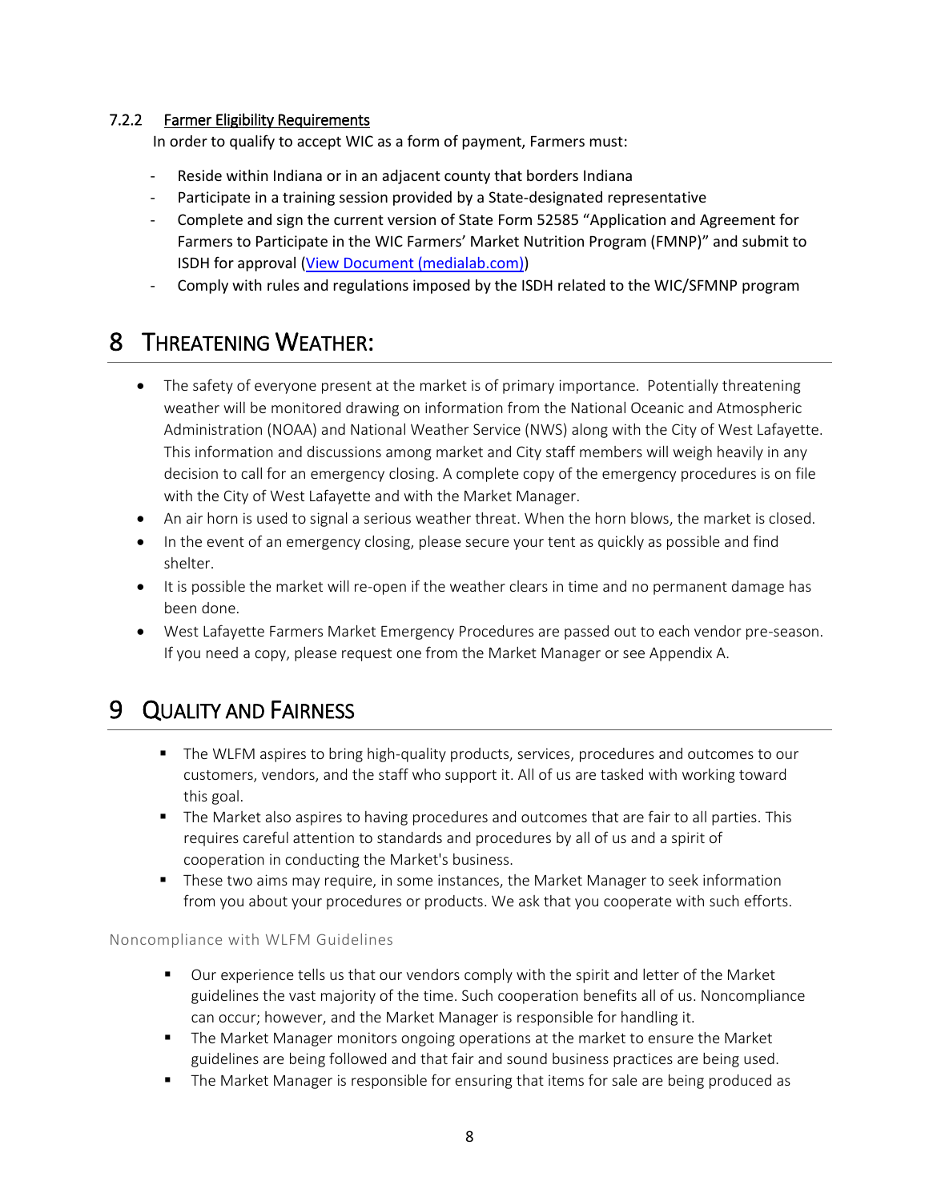### 7.2.2 Farmer Eligibility Requirements

In order to qualify to accept WIC as a form of payment, Farmers must:

- Reside within Indiana or in an adjacent county that borders Indiana
- Participate in a training session provided by a State-designated representative
- Complete and sign the current version of State Form 52585 "Application and Agreement for Farmers to Participate in the WIC Farmers' Market Nutrition Program (FMNP)" and submit to ISDH for approval (View Document (medialab.com))
- Comply with rules and regulations imposed by the ISDH related to the WIC/SFMNP program

# 8 Threatening Weather:

- The safety of everyone present at the market is of primary importance. Potentially threatening weather will be monitored drawing on information from the National Oceanic and Atmospheric Administration (NOAA) and National Weather Service (NWS) along with the City of West Lafayette. This information and discussions among market and City staff members will weigh heavily in any decision to call for an emergency closing. A complete copy of the emergency procedures is on file with the City of West Lafayette and with the Market Manager.
- An air horn is used to signal a serious weather threat. When the horn blows, the market is closed.
- In the event of an emergency closing, please secure your tent as quickly as possible and find shelter.
- It is possible the market will re-open if the weather clears in time and no permanent damage has been done.
- West Lafayette Farmers Market Emergency Procedures are passed out to each vendor pre-season. If you need a copy, please request one from the Market Manager or see Appendix A.

# 9 Quality and Fairness

- The WLFM aspires to bring high-quality products, services, procedures and outcomes to our customers, vendors, and the staff who support it. All of us are tasked with working toward this goal.
- The Market also aspires to having procedures and outcomes that are fair to all parties. This requires careful attention to standards and procedures by all of us and a spirit of cooperation in conducting the Market's business.
- These two aims may require, in some instances, the Market Manager to seek information from you about your procedures or products. We ask that you cooperate with such efforts.

Noncompliance with WLFM Guidelines

- Our experience tells us that our vendors comply with the spirit and letter of the Market guidelines the vast majority of the time. Such cooperation benefits all of us. Noncompliance can occur; however, and the Market Manager is responsible for handling it.
- The Market Manager monitors ongoing operations at the market to ensure the Market guidelines are being followed and that fair and sound business practices are being used.
- The Market Manager is responsible for ensuring that items for sale are being produced as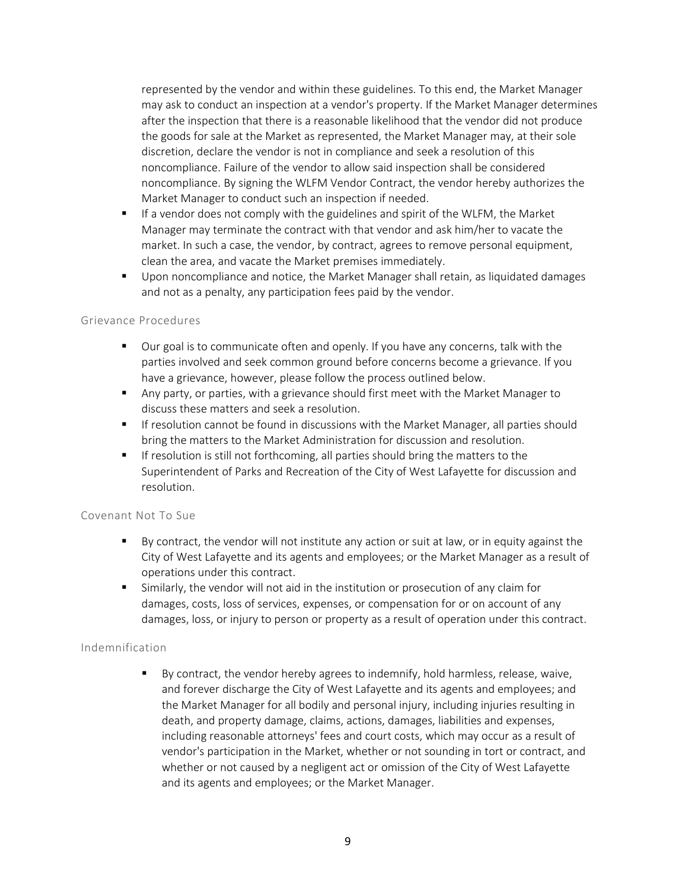represented by the vendor and within these guidelines. To this end, the Market Manager may ask to conduct an inspection at a vendor's property. If the Market Manager determines after the inspection that there is a reasonable likelihood that the vendor did not produce the goods for sale at the Market as represented, the Market Manager may, at their sole discretion, declare the vendor is not in compliance and seek a resolution of this noncompliance. Failure of the vendor to allow said inspection shall be considered noncompliance. By signing the WLFM Vendor Contract, the vendor hereby authorizes the Market Manager to conduct such an inspection if needed.

- If a vendor does not comply with the guidelines and spirit of the WLFM, the Market Manager may terminate the contract with that vendor and ask him/her to vacate the market. In such a case, the vendor, by contract, agrees to remove personal equipment, clean the area, and vacate the Market premises immediately.
- Upon noncompliance and notice, the Market Manager shall retain, as liquidated damages and not as a penalty, any participation fees paid by the vendor.

### Grievance Procedures

- Our goal is to communicate often and openly. If you have any concerns, talk with the parties involved and seek common ground before concerns become a grievance. If you have a grievance, however, please follow the process outlined below.
- Any party, or parties, with a grievance should first meet with the Market Manager to discuss these matters and seek a resolution.
- If resolution cannot be found in discussions with the Market Manager, all parties should bring the matters to the Market Administration for discussion and resolution.
- If resolution is still not forthcoming, all parties should bring the matters to the Superintendent of Parks and Recreation of the City of West Lafayette for discussion and resolution.

### Covenant Not To Sue

- By contract, the vendor will not institute any action or suit at law, or in equity against the City of West Lafayette and its agents and employees; or the Market Manager as a result of operations under this contract.
- Similarly, the vendor will not aid in the institution or prosecution of any claim for damages, costs, loss of services, expenses, or compensation for or on account of any damages, loss, or injury to person or property as a result of operation under this contract.

### Indemnification

- By contract, the vendor hereby agrees to indemnify, hold harmless, release, waive, and forever discharge the City of West Lafayette and its agents and employees; and the Market Manager for all bodily and personal injury, including injuries resulting in death, and property damage, claims, actions, damages, liabilities and expenses, including reasonable attorneys' fees and court costs, which may occur as a result of vendor's participation in the Market, whether or not sounding in tort or contract, and whether or not caused by a negligent act or omission of the City of West Lafayette and its agents and employees; or the Market Manager.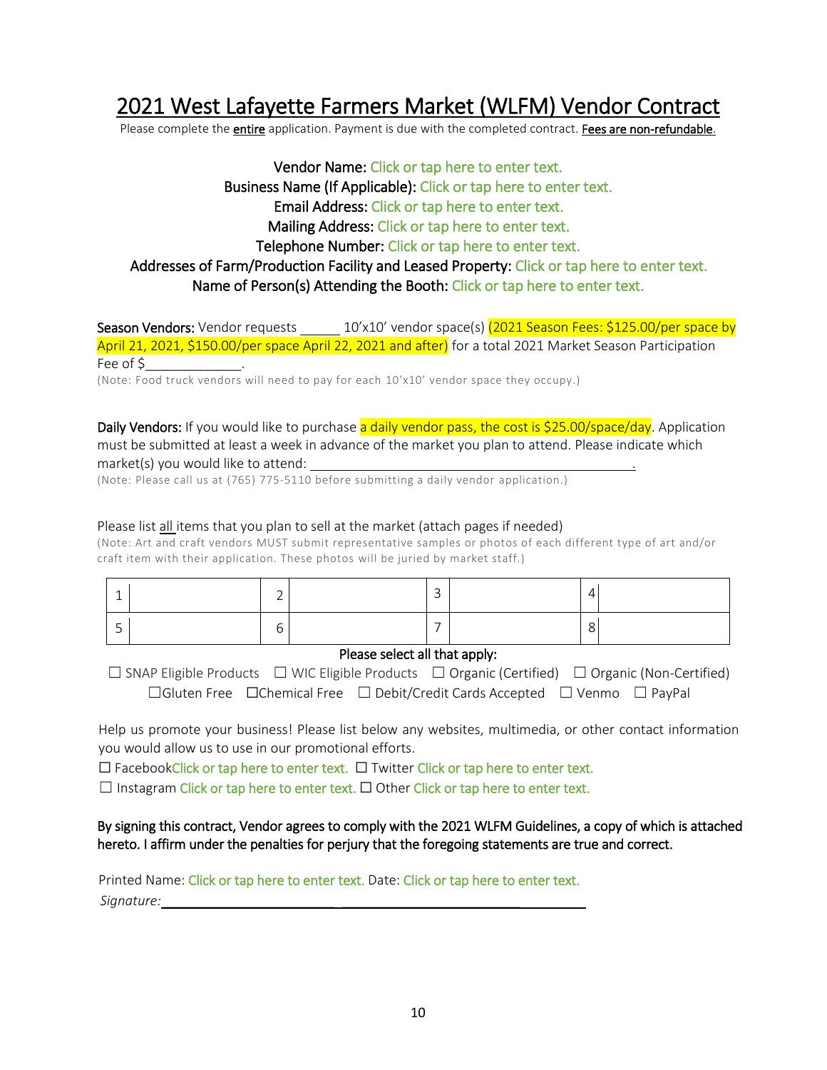# 2021 West Lafayette Farmers Market (WLFM) Vendor Contract

Please complete the entire application. Payment is due with the completed contract. Fees are non-refundable.

Vendor Name: Click or tap here to enter text.
Business Name (If Applicable): Click or tap here to enter text.
Email Address: Click or tap here to enter text.
Mailing Address: Click or tap here to enter text.
Telephone Number: Click or tap here to enter text.
Addresses of Farm/Production Facility and Leased Property: Click or tap here to enter text.
Name of Person(s) Attending the Booth: Click or tap here to enter text.

**Season Vendors:** Vendor requests ______ 10'x10' vendor space(s) (2021 Season Fees: $125.00/per space by April 21, 2021, $150.00/per space April 22, 2021 and after) for a total 2021 Market Season Participation Fee of $_____________.

(Note: Food truck vendors will need to pay for each 10'x10' vendor space they occupy.)

**Daily Vendors:** If you would like to purchase a daily vendor pass, the cost is $25.00/space/day. Application must be submitted at least a week in advance of the market you plan to attend. Please indicate which market(s) you would like to attend: _____________________________________________.

(Note: Please call us at (765) 775-5110 before submitting a daily vendor application.)

Please list all items that you plan to sell at the market (attach pages if needed)

(Note: Art and craft vendors MUST submit representative samples or photos of each different type of art and/or craft item with their application. These photos will be juried by market staff.)

| 1 | | 2 | | 3 | | 4 | |
|---|---|---|---|---|---|---|---|
| 5 | | 6 | | 7 | | 8 | |

Please select all that apply:

☐ SNAP Eligible Products ☐ WIC Eligible Products ☐ Organic (Certified) ☐ Organic (Non-Certified)
☐Gluten Free ☐Chemical Free ☐ Debit/Credit Cards Accepted ☐ Venmo ☐ PayPal

Help us promote your business! Please list below any websites, multimedia, or other contact information you would allow us to use in our promotional efforts.

☐ FacebookClick or tap here to enter text. ☐ Twitter Click or tap here to enter text.
☐ Instagram Click or tap here to enter text. ☐ Other Click or tap here to enter text.

**By signing this contract, Vendor agrees to comply with the 2021 WLFM Guidelines, a copy of which is attached hereto. I affirm under the penalties for perjury that the foregoing statements are true and correct.**

Printed Name: Click or tap here to enter text. Date: Click or tap here to enter text.

*Signature:*_____________________________________________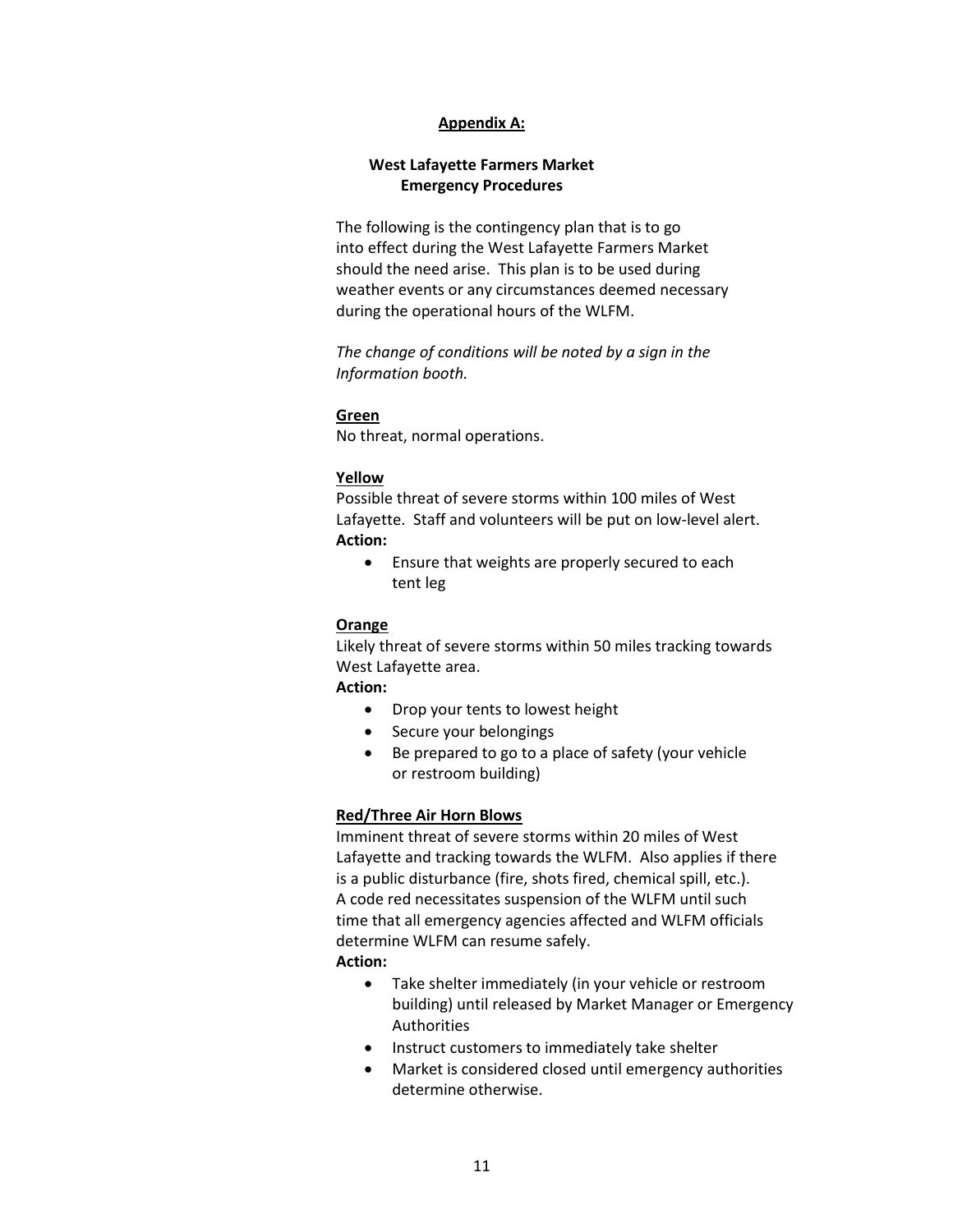## Appendix A:

### West Lafayette Farmers Market Emergency Procedures

The following is the contingency plan that is to go into effect during the West Lafayette Farmers Market should the need arise. This plan is to be used during weather events or any circumstances deemed necessary during the operational hours of the WLFM.

*The change of conditions will be noted by a sign in the Information booth.*

**Green**

No threat, normal operations.

**Yellow**

Possible threat of severe storms within 100 miles of West Lafayette. Staff and volunteers will be put on low-level alert.

**Action:**

- Ensure that weights are properly secured to each tent leg

**Orange**

Likely threat of severe storms within 50 miles tracking towards West Lafayette area.

**Action:**

- Drop your tents to lowest height
- Secure your belongings
- Be prepared to go to a place of safety (your vehicle or restroom building)

**Red/Three Air Horn Blows**

Imminent threat of severe storms within 20 miles of West Lafayette and tracking towards the WLFM. Also applies if there is a public disturbance (fire, shots fired, chemical spill, etc.). A code red necessitates suspension of the WLFM until such time that all emergency agencies affected and WLFM officials determine WLFM can resume safely.

**Action:**

- Take shelter immediately (in your vehicle or restroom building) until released by Market Manager or Emergency Authorities
- Instruct customers to immediately take shelter
- Market is considered closed until emergency authorities determine otherwise.